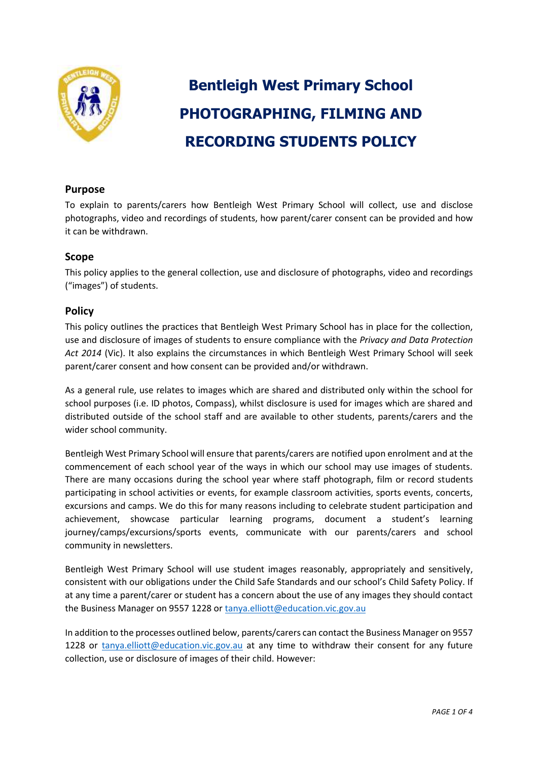# Bentleigh West Primary School
# PHOTOGRAPHING, FILMING AND RECORDING STUDENTS POLICY

## Purpose

To explain to parents/carers how Bentleigh West Primary School will collect, use and disclose photographs, video and recordings of students, how parent/carer consent can be provided and how it can be withdrawn.

## Scope

This policy applies to the general collection, use and disclosure of photographs, video and recordings ("images") of students.

## Policy

This policy outlines the practices that Bentleigh West Primary School has in place for the collection, use and disclosure of images of students to ensure compliance with the *Privacy and Data Protection Act 2014* (Vic). It also explains the circumstances in which Bentleigh West Primary School will seek parent/carer consent and how consent can be provided and/or withdrawn.

As a general rule, use relates to images which are shared and distributed only within the school for school purposes (i.e. ID photos, Compass), whilst disclosure is used for images which are shared and distributed outside of the school staff and are available to other students, parents/carers and the wider school community.

Bentleigh West Primary School will ensure that parents/carers are notified upon enrolment and at the commencement of each school year of the ways in which our school may use images of students. There are many occasions during the school year where staff photograph, film or record students participating in school activities or events, for example classroom activities, sports events, concerts, excursions and camps. We do this for many reasons including to celebrate student participation and achievement, showcase particular learning programs, document a student's learning journey/camps/excursions/sports events, communicate with our parents/carers and school community in newsletters.

Bentleigh West Primary School will use student images reasonably, appropriately and sensitively, consistent with our obligations under the Child Safe Standards and our school's Child Safety Policy. If at any time a parent/carer or student has a concern about the use of any images they should contact the Business Manager on 9557 1228 or tanya.elliott@education.vic.gov.au

In addition to the processes outlined below, parents/carers can contact the Business Manager on 9557 1228 or tanya.elliott@education.vic.gov.au at any time to withdraw their consent for any future collection, use or disclosure of images of their child. However: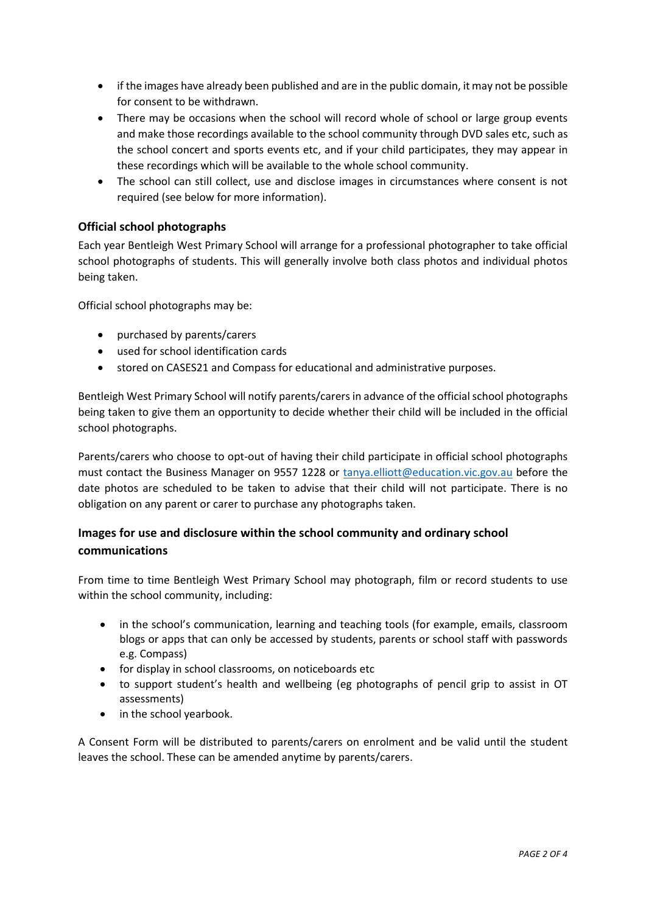- if the images have already been published and are in the public domain, it may not be possible for consent to be withdrawn.
- There may be occasions when the school will record whole of school or large group events and make those recordings available to the school community through DVD sales etc, such as the school concert and sports events etc, and if your child participates, they may appear in these recordings which will be available to the whole school community.
- The school can still collect, use and disclose images in circumstances where consent is not required (see below for more information).

### Official school photographs

Each year Bentleigh West Primary School will arrange for a professional photographer to take official school photographs of students. This will generally involve both class photos and individual photos being taken.

Official school photographs may be:

- purchased by parents/carers
- used for school identification cards
- stored on CASES21 and Compass for educational and administrative purposes.

Bentleigh West Primary School will notify parents/carers in advance of the official school photographs being taken to give them an opportunity to decide whether their child will be included in the official school photographs.

Parents/carers who choose to opt-out of having their child participate in official school photographs must contact the Business Manager on 9557 1228 or tanya.elliott@education.vic.gov.au before the date photos are scheduled to be taken to advise that their child will not participate. There is no obligation on any parent or carer to purchase any photographs taken.

### Images for use and disclosure within the school community and ordinary school communications

From time to time Bentleigh West Primary School may photograph, film or record students to use within the school community, including:

- in the school's communication, learning and teaching tools (for example, emails, classroom blogs or apps that can only be accessed by students, parents or school staff with passwords e.g. Compass)
- for display in school classrooms, on noticeboards etc
- to support student's health and wellbeing (eg photographs of pencil grip to assist in OT assessments)
- in the school yearbook.

A Consent Form will be distributed to parents/carers on enrolment and be valid until the student leaves the school. These can be amended anytime by parents/carers.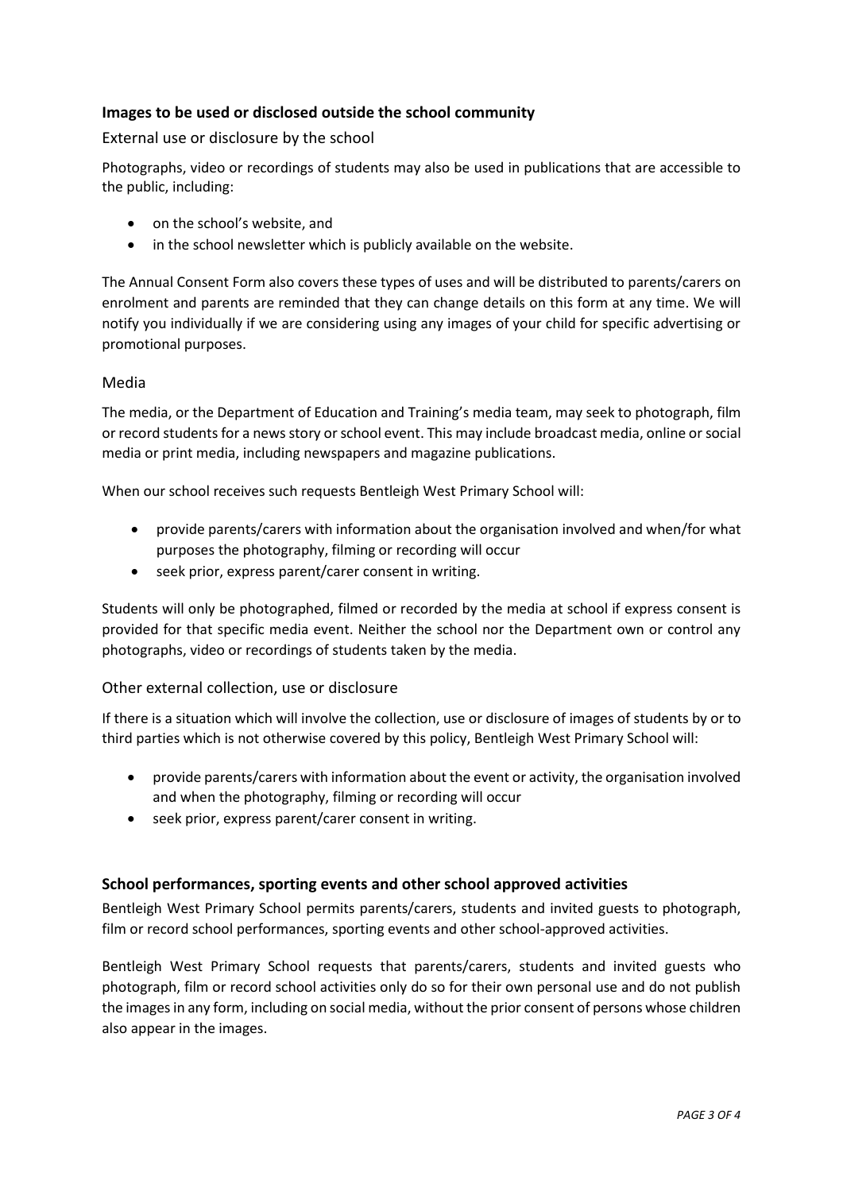### Images to be used or disclosed outside the school community

#### External use or disclosure by the school

Photographs, video or recordings of students may also be used in publications that are accessible to the public, including:

- on the school's website, and
- in the school newsletter which is publicly available on the website.

The Annual Consent Form also covers these types of uses and will be distributed to parents/carers on enrolment and parents are reminded that they can change details on this form at any time. We will notify you individually if we are considering using any images of your child for specific advertising or promotional purposes.

#### Media

The media, or the Department of Education and Training's media team, may seek to photograph, film or record students for a news story or school event. This may include broadcast media, online or social media or print media, including newspapers and magazine publications.

When our school receives such requests Bentleigh West Primary School will:

- provide parents/carers with information about the organisation involved and when/for what purposes the photography, filming or recording will occur
- seek prior, express parent/carer consent in writing.

Students will only be photographed, filmed or recorded by the media at school if express consent is provided for that specific media event. Neither the school nor the Department own or control any photographs, video or recordings of students taken by the media.

#### Other external collection, use or disclosure

If there is a situation which will involve the collection, use or disclosure of images of students by or to third parties which is not otherwise covered by this policy, Bentleigh West Primary School will:

- provide parents/carers with information about the event or activity, the organisation involved and when the photography, filming or recording will occur
- seek prior, express parent/carer consent in writing.

### School performances, sporting events and other school approved activities

Bentleigh West Primary School permits parents/carers, students and invited guests to photograph, film or record school performances, sporting events and other school-approved activities.

Bentleigh West Primary School requests that parents/carers, students and invited guests who photograph, film or record school activities only do so for their own personal use and do not publish the images in any form, including on social media, without the prior consent of persons whose children also appear in the images.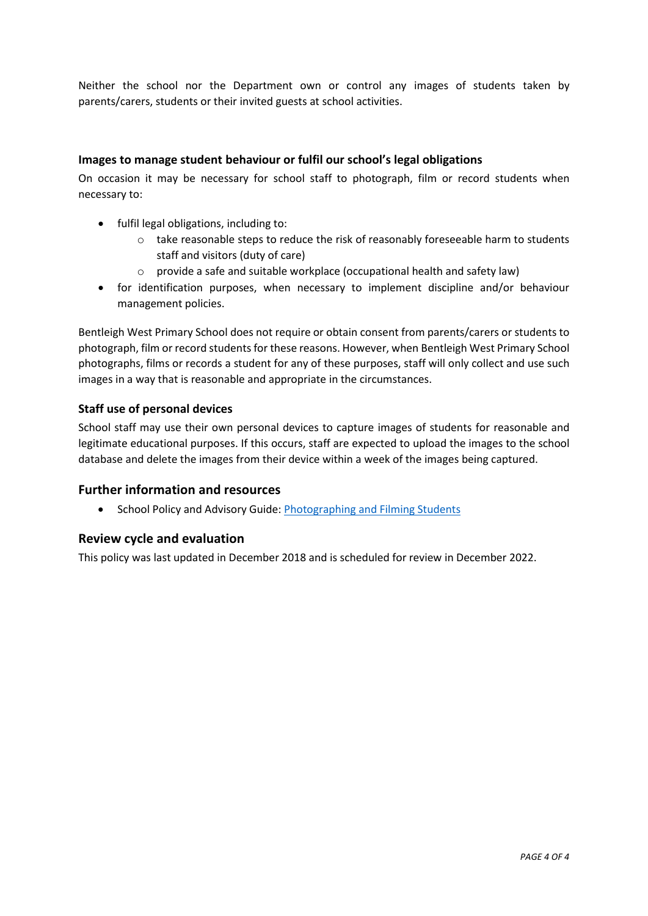Neither the school nor the Department own or control any images of students taken by parents/carers, students or their invited guests at school activities.

### Images to manage student behaviour or fulfil our school's legal obligations

On occasion it may be necessary for school staff to photograph, film or record students when necessary to:

- fulfil legal obligations, including to:
  - take reasonable steps to reduce the risk of reasonably foreseeable harm to students staff and visitors (duty of care)
  - provide a safe and suitable workplace (occupational health and safety law)
- for identification purposes, when necessary to implement discipline and/or behaviour management policies.

Bentleigh West Primary School does not require or obtain consent from parents/carers or students to photograph, film or record students for these reasons. However, when Bentleigh West Primary School photographs, films or records a student for any of these purposes, staff will only collect and use such images in a way that is reasonable and appropriate in the circumstances.

### Staff use of personal devices

School staff may use their own personal devices to capture images of students for reasonable and legitimate educational purposes. If this occurs, staff are expected to upload the images to the school database and delete the images from their device within a week of the images being captured.

## Further information and resources

- School Policy and Advisory Guide: Photographing and Filming Students

## Review cycle and evaluation

This policy was last updated in December 2018 and is scheduled for review in December 2022.